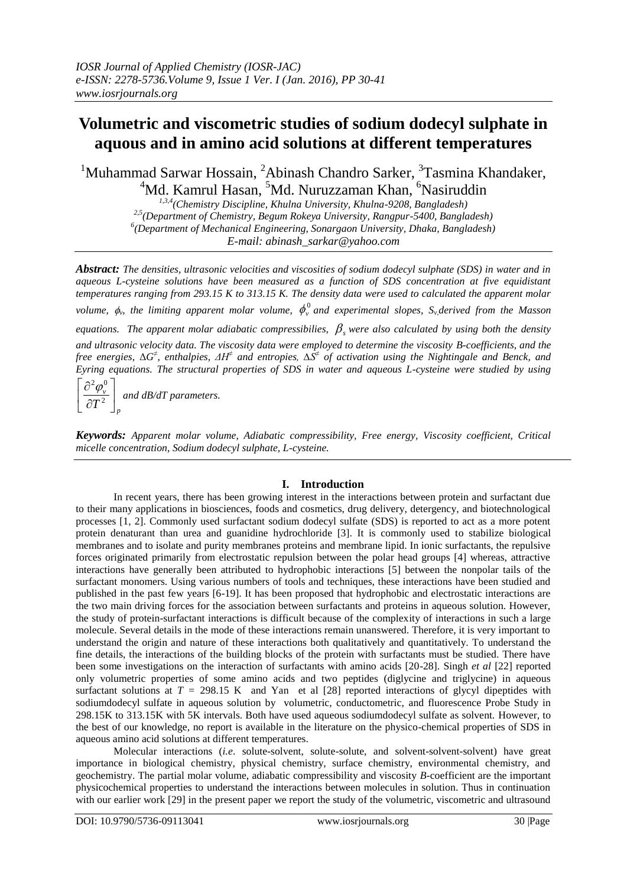# Volumetric and viscometric studies of sodium dodecyl sulphate in aquous and in amino acid solutions at different temperatures

[1]Muhammad Sarwar Hossain, [2]Abinash Chandro Sarker, [3]Tasmina Khandaker, [4]Md. Kamrul Hasan, [5]Md. Nuruzzaman Khan, [6]Nasiruddin

[1,3,4](Chemistry Discipline, Khulna University, Khulna-9208, Bangladesh)
[2,5](Department of Chemistry, Begum Rokeya University, Rangpur-5400, Bangladesh)
[6](Department of Mechanical Engineering, Sonargaon University, Dhaka, Bangladesh)
E-mail: abinash_sarkar@yahoo.com

***Abstract:*** *The densities, ultrasonic velocities and viscosities of sodium dodecyl sulphate (SDS) in water and in aqueous L-cysteine solutions have been measured as a function of SDS concentration at five equidistant temperatures ranging from 293.15 K to 313.15 K. The density data were used to calculated the apparent molar volume, $\phi_v$, the limiting apparent molar volume, $\phi_v^0$ and experimental slopes, $S_v$ derived from the Masson equations. The apparent molar adiabatic compressibilies, $\beta_s$ were also calculated by using both the density and ultrasonic velocity data. The viscosity data were employed to determine the viscosity B-coefficients, and the free energies, $\Delta G^{\neq}$, enthalpies, $\Delta H^{\neq}$ and entropies, $\Delta S^{\neq}$ of activation using the Nightingale and Benck, and Eyring equations. The structural properties of SDS in water and aqueous L-cysteine were studied by using* $\left[\frac{\partial^2 \varphi_v^0}{\partial T^2}\right]_p$ *and dB/dT parameters.*

***Keywords:*** *Apparent molar volume, Adiabatic compressibility, Free energy, Viscosity coefficient, Critical micelle concentration, Sodium dodecyl sulphate, L-cysteine.*

## I. Introduction

In recent years, there has been growing interest in the interactions between protein and surfactant due to their many applications in biosciences, foods and cosmetics, drug delivery, detergency, and biotechnological processes [1, 2]. Commonly used surfactant sodium dodecyl sulfate (SDS) is reported to act as a more potent protein denaturant than urea and guanidine hydrochloride [3]. It is commonly used to stabilize biological membranes and to isolate and purity membranes proteins and membrane lipid. In ionic surfactants, the repulsive forces originated primarily from electrostatic repulsion between the polar head groups [4] whereas, attractive interactions have generally been attributed to hydrophobic interactions [5] between the nonpolar tails of the surfactant monomers. Using various numbers of tools and techniques, these interactions have been studied and published in the past few years [6-19]. It has been proposed that hydrophobic and electrostatic interactions are the two main driving forces for the association between surfactants and proteins in aqueous solution. However, the study of protein-surfactant interactions is difficult because of the complexity of interactions in such a large molecule. Several details in the mode of these interactions remain unanswered. Therefore, it is very important to understand the origin and nature of these interactions both qualitatively and quantitatively. To understand the fine details, the interactions of the building blocks of the protein with surfactants must be studied. There have been some investigations on the interaction of surfactants with amino acids [20-28]. Singh *et al* [22] reported only volumetric properties of some amino acids and two peptides (diglycine and triglycine) in aqueous surfactant solutions at $T$ = 298.15 K and Yan et al [28] reported interactions of glycyl dipeptides with sodiumdodecyl sulfate in aqueous solution by volumetric, conductometric, and fluorescence Probe Study in 298.15K to 313.15K with 5K intervals. Both have used aqueous sodiumdodecyl sulfate as solvent. However, to the best of our knowledge, no report is available in the literature on the physico-chemical properties of SDS in aqueous amino acid solutions at different temperatures.

Molecular interactions (*i.e*. solute-solvent, solute-solute, and solvent-solvent-solvent) have great importance in biological chemistry, physical chemistry, surface chemistry, environmental chemistry, and geochemistry. The partial molar volume, adiabatic compressibility and viscosity *B*-coefficient are the important physicochemical properties to understand the interactions between molecules in solution. Thus in continuation with our earlier work [29] in the present paper we report the study of the volumetric, viscometric and ultrasound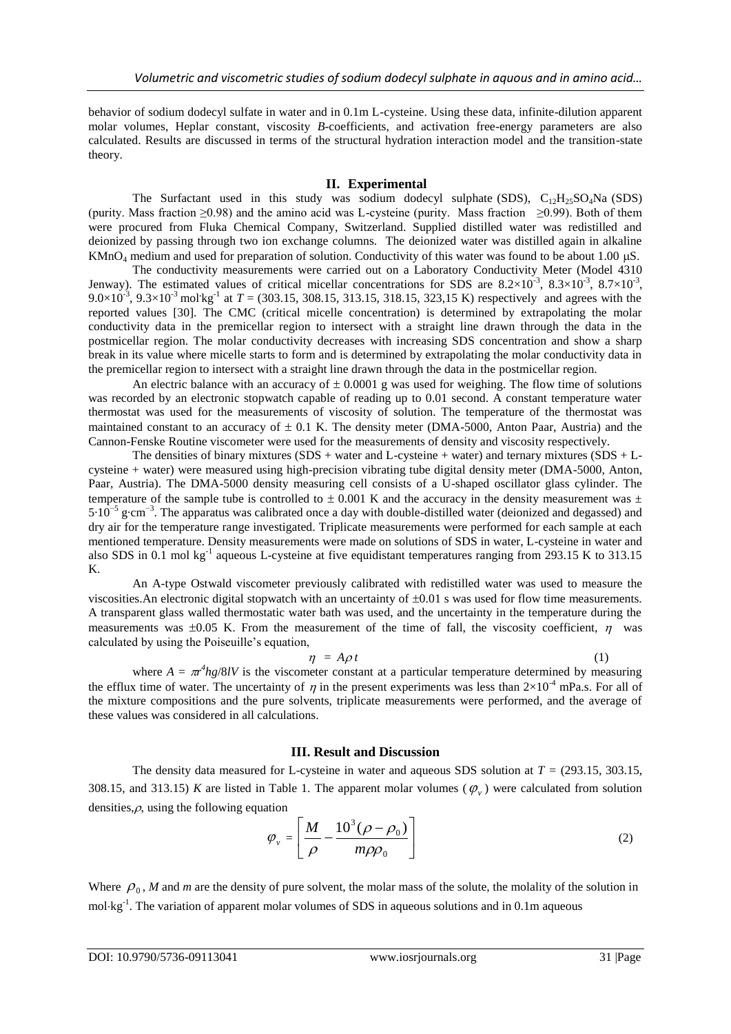behavior of sodium dodecyl sulfate in water and in 0.1m L-cysteine. Using these data, infinite-dilution apparent molar volumes, Heplar constant, viscosity *B*-coefficients, and activation free-energy parameters are also calculated. Results are discussed in terms of the structural hydration interaction model and the transition-state theory.

## II. Experimental

The Surfactant used in this study was sodium dodecyl sulphate (SDS), $C_{12}H_{25}SO_4Na$ (SDS) (purity. Mass fraction ≥0.98) and the amino acid was L-cysteine (purity. Mass fraction ≥0.99). Both of them were procured from Fluka Chemical Company, Switzerland. Supplied distilled water was redistilled and deionized by passing through two ion exchange columns. The deionized water was distilled again in alkaline $KMnO_4$ medium and used for preparation of solution. Conductivity of this water was found to be about 1.00 μS.

The conductivity measurements were carried out on a Laboratory Conductivity Meter (Model 4310 Jenway). The estimated values of critical micellar concentrations for SDS are $8.2\times10^{-3}$, $8.3\times10^{-3}$, $8.7\times10^{-3}$, $9.0\times10^{-3}$, $9.3\times10^{-3}$ mol·kg$^{-1}$ at $T$ = (303.15, 308.15, 313.15, 318.15, 323,15 K) respectively and agrees with the reported values [30]. The CMC (critical micelle concentration) is determined by extrapolating the molar conductivity data in the premicellar region to intersect with a straight line drawn through the data in the postmicellar region. The molar conductivity decreases with increasing SDS concentration and show a sharp break in its value where micelle starts to form and is determined by extrapolating the molar conductivity data in the premicellar region to intersect with a straight line drawn through the data in the postmicellar region.

An electric balance with an accuracy of ± 0.0001 g was used for weighing. The flow time of solutions was recorded by an electronic stopwatch capable of reading up to 0.01 second. A constant temperature water thermostat was used for the measurements of viscosity of solution. The temperature of the thermostat was maintained constant to an accuracy of ± 0.1 K. The density meter (DMA-5000, Anton Paar, Austria) and the Cannon-Fenske Routine viscometer were used for the measurements of density and viscosity respectively.

The densities of binary mixtures (SDS + water and L-cysteine + water) and ternary mixtures (SDS + L-cysteine + water) were measured using high-precision vibrating tube digital density meter (DMA-5000, Anton, Paar, Austria). The DMA-5000 density measuring cell consists of a U-shaped oscillator glass cylinder. The temperature of the sample tube is controlled to ± 0.001 K and the accuracy in the density measurement was ± $5\cdot10^{-5}$ g·cm$^{-3}$. The apparatus was calibrated once a day with double-distilled water (deionized and degassed) and dry air for the temperature range investigated. Triplicate measurements were performed for each sample at each mentioned temperature. Density measurements were made on solutions of SDS in water, L-cysteine in water and also SDS in 0.1 mol kg$^{-1}$ aqueous L-cysteine at five equidistant temperatures ranging from 293.15 K to 313.15 K.

An A-type Ostwald viscometer previously calibrated with redistilled water was used to measure the viscosities.An electronic digital stopwatch with an uncertainty of ±0.01 s was used for flow time measurements. A transparent glass walled thermostatic water bath was used, and the uncertainty in the temperature during the measurements was ±0.05 K. From the measurement of the time of fall, the viscosity coefficient, $\eta$ was calculated by using the Poiseuille's equation,

$$\eta = A\rho t \tag{1}$$

where $A = \pi r^4 hg/8lV$ is the viscometer constant at a particular temperature determined by measuring the efflux time of water. The uncertainty of $\eta$ in the present experiments was less than $2\times10^{-4}$ mPa.s. For all of the mixture compositions and the pure solvents, triplicate measurements were performed, and the average of these values was considered in all calculations.

## III. Result and Discussion

The density data measured for L-cysteine in water and aqueous SDS solution at $T$ = (293.15, 303.15, 308.15, and 313.15) $K$ are listed in Table 1. The apparent molar volumes ($\varphi_v$) were calculated from solution densities,$\rho$, using the following equation

$$\varphi_v = \left[\frac{M}{\rho} - \frac{10^3(\rho - \rho_0)}{m\rho\rho_0}\right] \tag{2}$$

Where $\rho_0$, $M$ and $m$ are the density of pure solvent, the molar mass of the solute, the molality of the solution in mol·kg$^{-1}$. The variation of apparent molar volumes of SDS in aqueous solutions and in 0.1m aqueous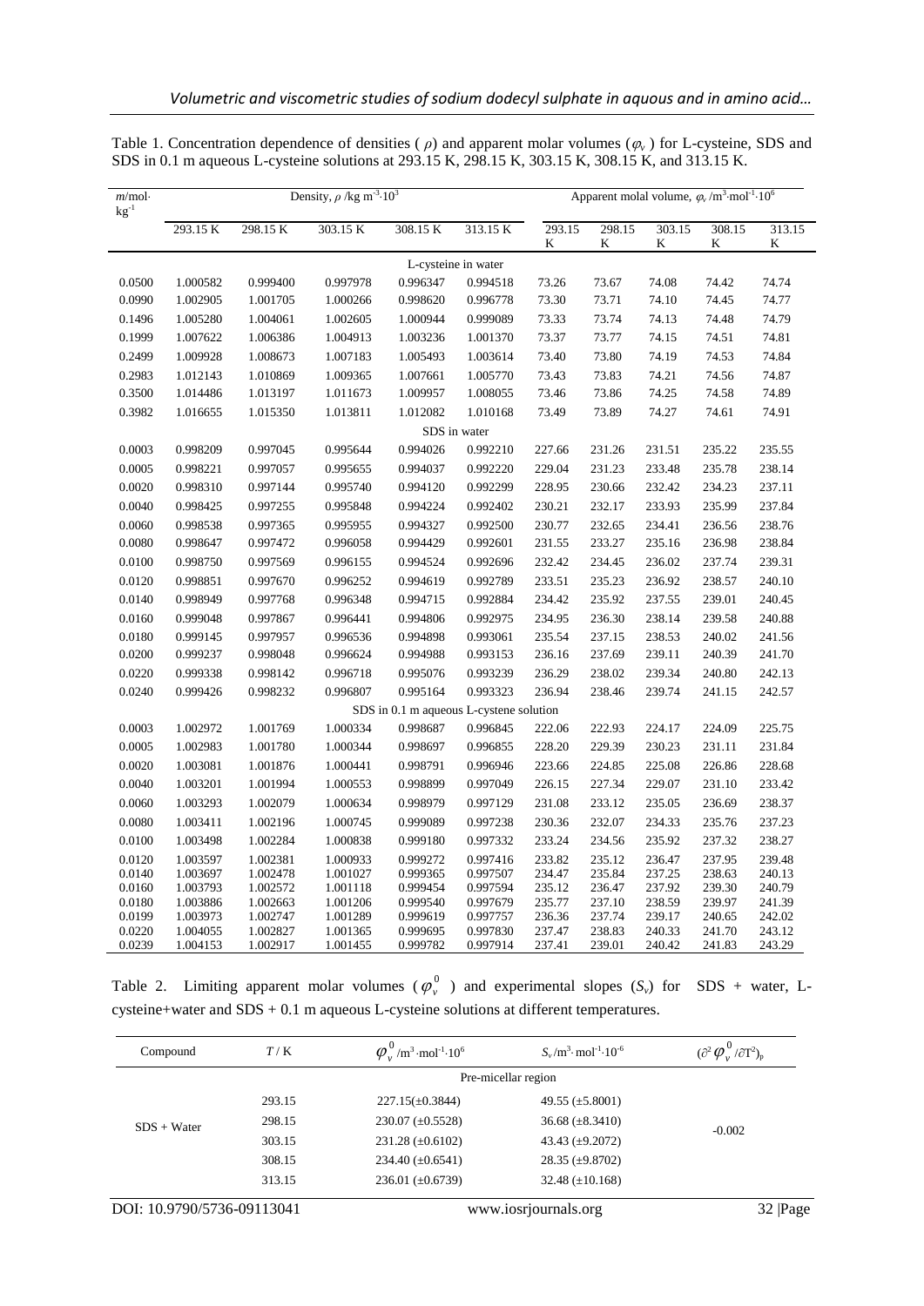Table 1. Concentration dependence of densities ( $\rho$) and apparent molar volumes ($\varphi_v$ ) for L-cysteine, SDS and SDS in 0.1 m aqueous L-cysteine solutions at 293.15 K, 298.15 K, 303.15 K, 308.15 K, and 313.15 K.

| $m$/mol·kg$^{-1}$ | Density, $\rho$ /kg m$^{-3}$·10$^{3}$ | | | | | Apparent molal volume, $\varphi_v$ /m$^{3}$·mol$^{-1}$·10$^{6}$ | | | | |
|---|---|---|---|---|---|---|---|---|---|---|
| | 293.15 K | 298.15 K | 303.15 K | 308.15 K | 313.15 K | 293.15 K | 298.15 K | 303.15 K | 308.15 K | 313.15 K |
| L-cysteine in water | | | | | | | | | | |
| 0.0500 | 1.000582 | 0.999400 | 0.997978 | 0.996347 | 0.994518 | 73.26 | 73.67 | 74.08 | 74.42 | 74.74 |
| 0.0990 | 1.002905 | 1.001705 | 1.000266 | 0.998620 | 0.996778 | 73.30 | 73.71 | 74.10 | 74.45 | 74.77 |
| 0.1496 | 1.005280 | 1.004061 | 1.002605 | 1.000944 | 0.999089 | 73.33 | 73.74 | 74.13 | 74.48 | 74.79 |
| 0.1999 | 1.007622 | 1.006386 | 1.004913 | 1.003236 | 1.001370 | 73.37 | 73.77 | 74.15 | 74.51 | 74.81 |
| 0.2499 | 1.009928 | 1.008673 | 1.007183 | 1.005493 | 1.003614 | 73.40 | 73.80 | 74.19 | 74.53 | 74.84 |
| 0.2983 | 1.012143 | 1.010869 | 1.009365 | 1.007661 | 1.005770 | 73.43 | 73.83 | 74.21 | 74.56 | 74.87 |
| 0.3500 | 1.014486 | 1.013197 | 1.011673 | 1.009957 | 1.008055 | 73.46 | 73.86 | 74.25 | 74.58 | 74.89 |
| 0.3982 | 1.016655 | 1.015350 | 1.013811 | 1.012082 | 1.010168 | 73.49 | 73.89 | 74.27 | 74.61 | 74.91 |
| SDS in water | | | | | | | | | | |
| 0.0003 | 0.998209 | 0.997045 | 0.995644 | 0.994026 | 0.992210 | 227.66 | 231.26 | 231.51 | 235.22 | 235.55 |
| 0.0005 | 0.998221 | 0.997057 | 0.995655 | 0.994037 | 0.992220 | 229.04 | 231.23 | 233.48 | 235.78 | 238.14 |
| 0.0020 | 0.998310 | 0.997144 | 0.995740 | 0.994120 | 0.992299 | 228.95 | 230.66 | 232.42 | 234.23 | 237.11 |
| 0.0040 | 0.998425 | 0.997255 | 0.995848 | 0.994224 | 0.992402 | 230.21 | 232.17 | 233.93 | 235.99 | 237.84 |
| 0.0060 | 0.998538 | 0.997365 | 0.995955 | 0.994327 | 0.992500 | 230.77 | 232.65 | 234.41 | 236.56 | 238.76 |
| 0.0080 | 0.998647 | 0.997472 | 0.996058 | 0.994429 | 0.992601 | 231.55 | 233.27 | 235.16 | 236.98 | 238.84 |
| 0.0100 | 0.998750 | 0.997569 | 0.996155 | 0.994524 | 0.992696 | 232.42 | 234.45 | 236.02 | 237.74 | 239.31 |
| 0.0120 | 0.998851 | 0.997670 | 0.996252 | 0.994619 | 0.992789 | 233.51 | 235.23 | 236.92 | 238.57 | 240.10 |
| 0.0140 | 0.998949 | 0.997768 | 0.996348 | 0.994715 | 0.992884 | 234.42 | 235.92 | 237.55 | 239.01 | 240.45 |
| 0.0160 | 0.999048 | 0.997867 | 0.996441 | 0.994806 | 0.992975 | 234.95 | 236.30 | 238.14 | 239.58 | 240.88 |
| 0.0180 | 0.999145 | 0.997957 | 0.996536 | 0.994898 | 0.993061 | 235.54 | 237.15 | 238.53 | 240.02 | 241.56 |
| 0.0200 | 0.999237 | 0.998048 | 0.996624 | 0.994988 | 0.993153 | 236.16 | 237.69 | 239.11 | 240.39 | 241.70 |
| 0.0220 | 0.999338 | 0.998142 | 0.996718 | 0.995076 | 0.993239 | 236.29 | 238.02 | 239.34 | 240.80 | 242.13 |
| 0.0240 | 0.999426 | 0.998232 | 0.996807 | 0.995164 | 0.993323 | 236.94 | 238.46 | 239.74 | 241.15 | 242.57 |
| SDS in 0.1 m aqueous L-cystene solution | | | | | | | | | | |
| 0.0003 | 1.002972 | 1.001769 | 1.000334 | 0.998687 | 0.996845 | 222.06 | 222.93 | 224.17 | 224.09 | 225.75 |
| 0.0005 | 1.002983 | 1.001780 | 1.000344 | 0.998697 | 0.996855 | 228.20 | 229.39 | 230.23 | 231.11 | 231.84 |
| 0.0020 | 1.003081 | 1.001876 | 1.000441 | 0.998791 | 0.996946 | 223.66 | 224.85 | 225.08 | 226.86 | 228.68 |
| 0.0040 | 1.003201 | 1.001994 | 1.000553 | 0.998899 | 0.997049 | 226.15 | 227.34 | 229.07 | 231.10 | 233.42 |
| 0.0060 | 1.003293 | 1.002079 | 1.000634 | 0.998979 | 0.997129 | 231.08 | 233.12 | 235.05 | 236.69 | 238.37 |
| 0.0080 | 1.003411 | 1.002196 | 1.000745 | 0.999089 | 0.997238 | 230.36 | 232.07 | 234.33 | 235.76 | 237.23 |
| 0.0100 | 1.003498 | 1.002284 | 1.000838 | 0.999180 | 0.997332 | 233.24 | 234.56 | 235.92 | 237.32 | 238.27 |
| 0.0120 | 1.003597 | 1.002381 | 1.000933 | 0.999272 | 0.997416 | 233.82 | 235.12 | 236.47 | 237.95 | 239.48 |
| 0.0140 | 1.003697 | 1.002478 | 1.001027 | 0.999365 | 0.997507 | 234.47 | 235.84 | 237.25 | 238.63 | 240.13 |
| 0.0160 | 1.003793 | 1.002572 | 1.001118 | 0.999454 | 0.997594 | 235.12 | 236.47 | 237.92 | 239.30 | 240.79 |
| 0.0180 | 1.003886 | 1.002663 | 1.001206 | 0.999540 | 0.997679 | 235.77 | 237.10 | 238.59 | 239.97 | 241.39 |
| 0.0199 | 1.003973 | 1.002747 | 1.001289 | 0.999619 | 0.997757 | 236.36 | 237.74 | 239.17 | 240.65 | 242.02 |
| 0.0220 | 1.004055 | 1.002827 | 1.001365 | 0.999695 | 0.997830 | 237.47 | 238.83 | 240.33 | 241.70 | 243.12 |
| 0.0239 | 1.004153 | 1.002917 | 1.001455 | 0.999782 | 0.997914 | 237.41 | 239.01 | 240.42 | 241.83 | 243.29 |

Table 2. Limiting apparent molar volumes ( $\varphi_v^0$ ) and experimental slopes ($S_v$) for SDS + water, L-cysteine+water and SDS + 0.1 m aqueous L-cysteine solutions at different temperatures.

| Compound | $T$ / K | $\varphi_v^0$ /m$^{3}$·mol$^{-1}$·10$^{6}$ | $S_v$/m$^{3}$· mol$^{-1}$·10$^{-6}$ | $(\partial^2 \varphi_v^0 / \partial T^2)_p$ |
|---|---|---|---|---|
| Pre-micellar region | | | | |
| SDS + Water | 293.15 | 227.15(±0.3844) | 49.55 (±5.8001) | -0.002 |
| | 298.15 | 230.07 (±0.5528) | 36.68 (±8.3410) | |
| | 303.15 | 231.28 (±0.6102) | 43.43 (±9.2072) | |
| | 308.15 | 234.40 (±0.6541) | 28.35 (±9.8702) | |
| | 313.15 | 236.01 (±0.6739) | 32.48 (±10.168) | |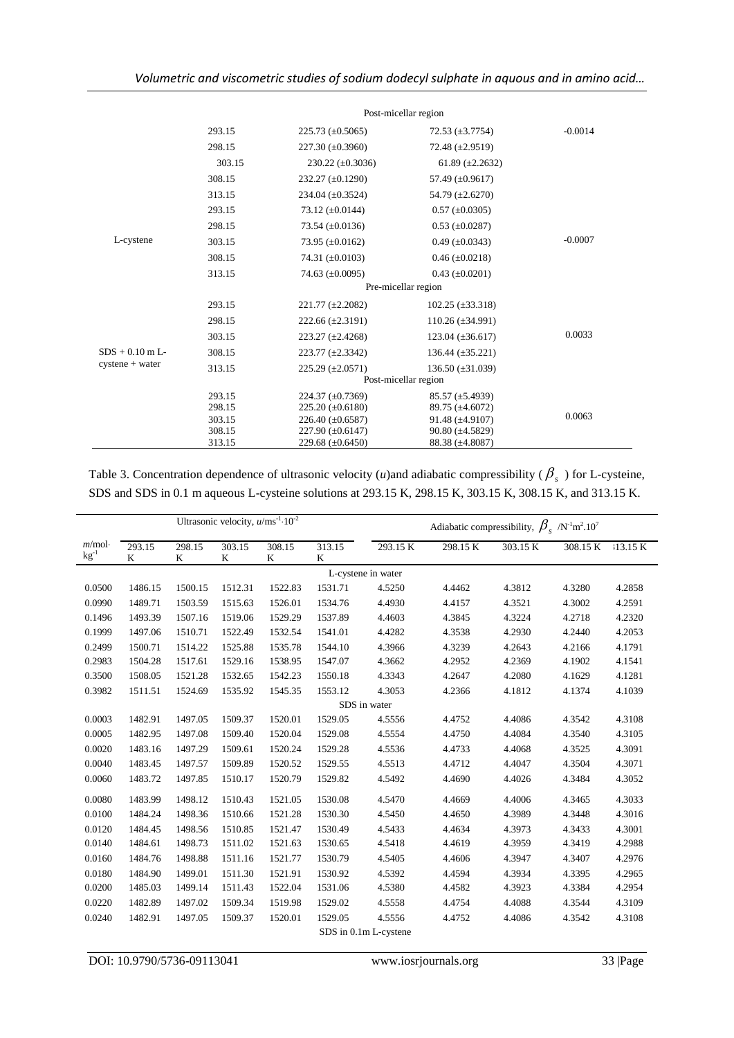| | | | | |
|---|---|---|---|---|
| | | Post-micellar region | | |
| | 293.15 | 225.73 (±0.5065) | 72.53 (±3.7754) | -0.0014 |
| | 298.15 | 227.30 (±0.3960) | 72.48 (±2.9519) | |
| | 303.15 | 230.22 (±0.3036) | 61.89 (±2.2632) | |
| | 308.15 | 232.27 (±0.1290) | 57.49 (±0.9617) | |
| | 313.15 | 234.04 (±0.3524) | 54.79 (±2.6270) | |
| L-cystene | 293.15 | 73.12 (±0.0144) | 0.57 (±0.0305) | -0.0007 |
| | 298.15 | 73.54 (±0.0136) | 0.53 (±0.0287) | |
| | 303.15 | 73.95 (±0.0162) | 0.49 (±0.0343) | |
| | 308.15 | 74.31 (±0.0103) | 0.46 (±0.0218) | |
| | 313.15 | 74.63 (±0.0095) | 0.43 (±0.0201) | |
| | | Pre-micellar region | | |
| SDS + 0.10 m L-cystene + water | 293.15 | 221.77 (±2.2082) | 102.25 (±33.318) | 0.0033 |
| | 298.15 | 222.66 (±2.3191) | 110.26 (±34.991) | |
| | 303.15 | 223.27 (±2.4268) | 123.04 (±36.617) | |
| | 308.15 | 223.77 (±2.3342) | 136.44 (±35.221) | |
| | 313.15 | 225.29 (±2.0571) | 136.50 (±31.039) | |
| | | Post-micellar region | | |
| | 293.15 | 224.37 (±0.7369) | 85.57 (±5.4939) | 0.0063 |
| | 298.15 | 225.20 (±0.6180) | 89.75 (±4.6072) | |
| | 303.15 | 226.40 (±0.6587) | 91.48 (±4.9107) | |
| | 308.15 | 227.90 (±0.6147) | 90.80 (±4.5829) | |
| | 313.15 | 229.68 (±0.6450) | 88.38 (±4.8087) | |

Table 3. Concentration dependence of ultrasonic velocity ($u$) and adiabatic compressibility ($\beta_s$) for L-cysteine, SDS and SDS in 0.1 m aqueous L-cysteine solutions at 293.15 K, 298.15 K, 303.15 K, 308.15 K, and 313.15 K.

| | Ultrasonic velocity, $u$/ms$^{-1}\cdot 10^{-2}$ | | | | | Adiabatic compressibility, $\beta_s$ /N$^{-1}$m$^2$.10$^7$ | | | | |
|---|---|---|---|---|---|---|---|---|---|---|
| $m$/mol·kg$^{-1}$ | 293.15 K | 298.15 K | 303.15 K | 308.15 K | 313.15 K | 293.15 K | 298.15 K | 303.15 K | 308.15 K | 313.15 K |
| | | | | | L-cystene in water | | | | | |
| 0.0500 | 1486.15 | 1500.15 | 1512.31 | 1522.83 | 1531.71 | 4.5250 | 4.4462 | 4.3812 | 4.3280 | 4.2858 |
| 0.0990 | 1489.71 | 1503.59 | 1515.63 | 1526.01 | 1534.76 | 4.4930 | 4.4157 | 4.3521 | 4.3002 | 4.2591 |
| 0.1496 | 1493.39 | 1507.16 | 1519.06 | 1529.29 | 1537.89 | 4.4603 | 4.3845 | 4.3224 | 4.2718 | 4.2320 |
| 0.1999 | 1497.06 | 1510.71 | 1522.49 | 1532.54 | 1541.01 | 4.4282 | 4.3538 | 4.2930 | 4.2440 | 4.2053 |
| 0.2499 | 1500.71 | 1514.22 | 1525.88 | 1535.78 | 1544.10 | 4.3966 | 4.3239 | 4.2643 | 4.2166 | 4.1791 |
| 0.2983 | 1504.28 | 1517.61 | 1529.16 | 1538.95 | 1547.07 | 4.3662 | 4.2952 | 4.2369 | 4.1902 | 4.1541 |
| 0.3500 | 1508.05 | 1521.28 | 1532.65 | 1542.23 | 1550.18 | 4.3343 | 4.2647 | 4.2080 | 4.1629 | 4.1281 |
| 0.3982 | 1511.51 | 1524.69 | 1535.92 | 1545.35 | 1553.12 | 4.3053 | 4.2366 | 4.1812 | 4.1374 | 4.1039 |
| | | | | | SDS in water | | | | | |
| 0.0003 | 1482.91 | 1497.05 | 1509.37 | 1520.01 | 1529.05 | 4.5556 | 4.4752 | 4.4086 | 4.3542 | 4.3108 |
| 0.0005 | 1482.95 | 1497.08 | 1509.40 | 1520.04 | 1529.08 | 4.5554 | 4.4750 | 4.4084 | 4.3540 | 4.3105 |
| 0.0020 | 1483.16 | 1497.29 | 1509.61 | 1520.24 | 1529.28 | 4.5536 | 4.4733 | 4.4068 | 4.3525 | 4.3091 |
| 0.0040 | 1483.45 | 1497.57 | 1509.89 | 1520.52 | 1529.55 | 4.5513 | 4.4712 | 4.4047 | 4.3504 | 4.3071 |
| 0.0060 | 1483.72 | 1497.85 | 1510.17 | 1520.79 | 1529.82 | 4.5492 | 4.4690 | 4.4026 | 4.3484 | 4.3052 |
| 0.0080 | 1483.99 | 1498.12 | 1510.43 | 1521.05 | 1530.08 | 4.5470 | 4.4669 | 4.4006 | 4.3465 | 4.3033 |
| 0.0100 | 1484.24 | 1498.36 | 1510.66 | 1521.28 | 1530.30 | 4.5450 | 4.4650 | 4.3989 | 4.3448 | 4.3016 |
| 0.0120 | 1484.45 | 1498.56 | 1510.85 | 1521.47 | 1530.49 | 4.5433 | 4.4634 | 4.3973 | 4.3433 | 4.3001 |
| 0.0140 | 1484.61 | 1498.73 | 1511.02 | 1521.63 | 1530.65 | 4.5418 | 4.4619 | 4.3959 | 4.3419 | 4.2988 |
| 0.0160 | 1484.76 | 1498.88 | 1511.16 | 1521.77 | 1530.79 | 4.5405 | 4.4606 | 4.3947 | 4.3407 | 4.2976 |
| 0.0180 | 1484.90 | 1499.01 | 1511.30 | 1521.91 | 1530.92 | 4.5392 | 4.4594 | 4.3934 | 4.3395 | 4.2965 |
| 0.0200 | 1485.03 | 1499.14 | 1511.43 | 1522.04 | 1531.06 | 4.5380 | 4.4582 | 4.3923 | 4.3384 | 4.2954 |
| 0.0220 | 1482.89 | 1497.02 | 1509.34 | 1519.98 | 1529.02 | 4.5558 | 4.4754 | 4.4088 | 4.3544 | 4.3109 |
| 0.0240 | 1482.91 | 1497.05 | 1509.37 | 1520.01 | 1529.05 | 4.5556 | 4.4752 | 4.4086 | 4.3542 | 4.3108 |
| | | | | | SDS in 0.1m L-cystene | | | | | |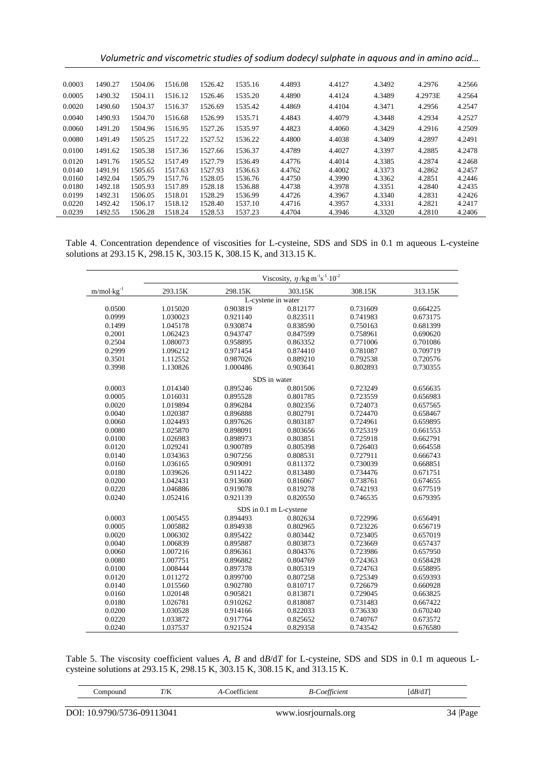| | | | | | | | | | |
|---|---|---|---|---|---|---|---|---|---|
| 0.0003 | 1490.27 | 1504.06 | 1516.08 | 1526.42 | 1535.16 | 4.4893 | 4.4127 | 4.3492 | 4.2976 | 4.2566 |
| 0.0005 | 1490.32 | 1504.11 | 1516.12 | 1526.46 | 1535.20 | 4.4890 | 4.4124 | 4.3489 | 4.2973E | 4.2564 |
| 0.0020 | 1490.60 | 1504.37 | 1516.37 | 1526.69 | 1535.42 | 4.4869 | 4.4104 | 4.3471 | 4.2956 | 4.2547 |
| 0.0040 | 1490.93 | 1504.70 | 1516.68 | 1526.99 | 1535.71 | 4.4843 | 4.4079 | 4.3448 | 4.2934 | 4.2527 |
| 0.0060 | 1491.20 | 1504.96 | 1516.95 | 1527.26 | 1535.97 | 4.4823 | 4.4060 | 4.3429 | 4.2916 | 4.2509 |
| 0.0080 | 1491.49 | 1505.25 | 1517.22 | 1527.52 | 1536.22 | 4.4800 | 4.4038 | 4.3409 | 4.2897 | 4.2491 |
| 0.0100 | 1491.62 | 1505.38 | 1517.36 | 1527.66 | 1536.37 | 4.4789 | 4.4027 | 4.3397 | 4.2885 | 4.2478 |
| 0.0120 | 1491.76 | 1505.52 | 1517.49 | 1527.79 | 1536.49 | 4.4776 | 4.4014 | 4.3385 | 4.2874 | 4.2468 |
| 0.0140 | 1491.91 | 1505.65 | 1517.63 | 1527.93 | 1536.63 | 4.4762 | 4.4002 | 4.3373 | 4.2862 | 4.2457 |
| 0.0160 | 1492.04 | 1505.79 | 1517.76 | 1528.05 | 1536.76 | 4.4750 | 4.3990 | 4.3362 | 4.2851 | 4.2446 |
| 0.0180 | 1492.18 | 1505.93 | 1517.89 | 1528.18 | 1536.88 | 4.4738 | 4.3978 | 4.3351 | 4.2840 | 4.2435 |
| 0.0199 | 1492.31 | 1506.05 | 1518.01 | 1528.29 | 1536.99 | 4.4726 | 4.3967 | 4.3340 | 4.2831 | 4.2426 |
| 0.0220 | 1492.42 | 1506.17 | 1518.12 | 1528.40 | 1537.10 | 4.4716 | 4.3957 | 4.3331 | 4.2821 | 4.2417 |
| 0.0239 | 1492.55 | 1506.28 | 1518.24 | 1528.53 | 1537.23 | 4.4704 | 4.3946 | 4.3320 | 4.2810 | 4.2406 |

Table 4. Concentration dependence of viscosities for L-cysteine, SDS and SDS in 0.1 m aqueous L-cysteine solutions at 293.15 K, 298.15 K, 303.15 K, 308.15 K, and 313.15 K.

| | Viscosity, $\eta$ /kg·m$^{-1}$s$^{-1}$·10$^{-2}$ | | | | |
|---|---|---|---|---|---|
| m/mol·kg$^{-1}$ | 293.15K | 298.15K | 303.15K | 308.15K | 313.15K |
| | | | L-cystene in water | | |
| 0.0500 | 1.015020 | 0.903819 | 0.812177 | 0.731609 | 0.664225 |
| 0.0999 | 1.030023 | 0.921140 | 0.823511 | 0.741983 | 0.673175 |
| 0.1499 | 1.045178 | 0.930874 | 0.838590 | 0.750163 | 0.681399 |
| 0.2001 | 1.062423 | 0.943747 | 0.847599 | 0.758961 | 0.690620 |
| 0.2504 | 1.080073 | 0.958895 | 0.863352 | 0.771006 | 0.701086 |
| 0.2999 | 1.096212 | 0.971454 | 0.874410 | 0.781087 | 0.709719 |
| 0.3501 | 1.112552 | 0.987026 | 0.889210 | 0.792538 | 0.720576 |
| 0.3998 | 1.130826 | 1.000486 | 0.903641 | 0.802893 | 0.730355 |
| | | | SDS in water | | |
| 0.0003 | 1.014340 | 0.895246 | 0.801506 | 0.723249 | 0.656635 |
| 0.0005 | 1.016031 | 0.895528 | 0.801785 | 0.723559 | 0.656983 |
| 0.0020 | 1.019894 | 0.896284 | 0.802356 | 0.724073 | 0.657565 |
| 0.0040 | 1.020387 | 0.896888 | 0.802791 | 0.724470 | 0.658467 |
| 0.0060 | 1.024493 | 0.897626 | 0.803187 | 0.724961 | 0.659895 |
| 0.0080 | 1.025870 | 0.898091 | 0.803656 | 0.725319 | 0.661553 |
| 0.0100 | 1.026983 | 0.898973 | 0.803851 | 0.725918 | 0.662791 |
| 0.0120 | 1.029241 | 0.900789 | 0.805398 | 0.726403 | 0.664558 |
| 0.0140 | 1.034363 | 0.907256 | 0.808531 | 0.727911 | 0.666743 |
| 0.0160 | 1.036165 | 0.909091 | 0.811372 | 0.730039 | 0.668851 |
| 0.0180 | 1.039626 | 0.911422 | 0.813480 | 0.734476 | 0.671751 |
| 0.0200 | 1.042431 | 0.913600 | 0.816067 | 0.738761 | 0.674655 |
| 0.0220 | 1.046886 | 0.919078 | 0.819278 | 0.742193 | 0.677519 |
| 0.0240 | 1.052416 | 0.921139 | 0.820550 | 0.746535 | 0.679395 |
| | | | SDS in 0.1 m L-cystene | | |
| 0.0003 | 1.005455 | 0.894493 | 0.802634 | 0.722996 | 0.656491 |
| 0.0005 | 1.005882 | 0.894938 | 0.802965 | 0.723226 | 0.656719 |
| 0.0020 | 1.006302 | 0.895422 | 0.803442 | 0.723405 | 0.657019 |
| 0.0040 | 1.006839 | 0.895887 | 0.803873 | 0.723669 | 0.657437 |
| 0.0060 | 1.007216 | 0.896361 | 0.804376 | 0.723986 | 0.657950 |
| 0.0080 | 1.007751 | 0.896882 | 0.804769 | 0.724363 | 0.658428 |
| 0.0100 | 1.008444 | 0.897378 | 0.805319 | 0.724763 | 0.658895 |
| 0.0120 | 1.011272 | 0.899700 | 0.807258 | 0.725349 | 0.659393 |
| 0.0140 | 1.015560 | 0.902780 | 0.810717 | 0.726679 | 0.660928 |
| 0.0160 | 1.020148 | 0.905821 | 0.813871 | 0.729045 | 0.663825 |
| 0.0180 | 1.026781 | 0.910262 | 0.818087 | 0.731483 | 0.667422 |
| 0.0200 | 1.030528 | 0.914166 | 0.822033 | 0.736330 | 0.670240 |
| 0.0220 | 1.033872 | 0.917764 | 0.825652 | 0.740767 | 0.673572 |
| 0.0240 | 1.037537 | 0.921524 | 0.829358 | 0.743542 | 0.676580 |

Table 5. The viscosity coefficient values *A*, *B* and d*B*/d*T* for L-cysteine, SDS and SDS in 0.1 m aqueous L-cysteine solutions at 293.15 K, 298.15 K, 303.15 K, 308.15 K, and 313.15 K.

| Compound | *T*/K | *A*-Coefficient | *B-Coefficient* | [d*B*/d*T*] |
|---|---|---|---|---|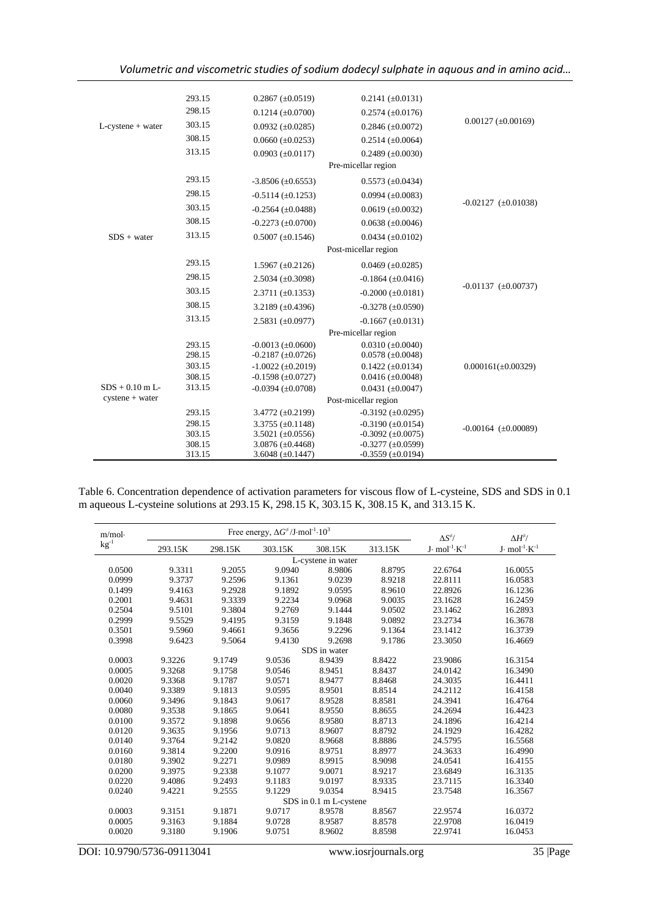| | | | | |
|---|---|---|---|---|
| L-cystene + water | 293.15 | 0.2867 (±0.0519) | 0.2141 (±0.0131) | 0.00127 (±0.00169) |
| | 298.15 | 0.1214 (±0.0700) | 0.2574 (±0.0176) | |
| | 303.15 | 0.0932 (±0.0285) | 0.2846 (±0.0072) | |
| | 308.15 | 0.0660 (±0.0253) | 0.2514 (±0.0064) | |
| | 313.15 | 0.0903 (±0.0117) | 0.2489 (±0.0030) | |
| SDS + water | | | Pre-micellar region | |
| | 293.15 | -3.8506 (±0.6553) | 0.5573 (±0.0434) | -0.02127 (±0.01038) |
| | 298.15 | -0.5114 (±0.1253) | 0.0994 (±0.0083) | |
| | 303.15 | -0.2564 (±0.0488) | 0.0619 (±0.0032) | |
| | 308.15 | -0.2273 (±0.0700) | 0.0638 (±0.0046) | |
| | 313.15 | 0.5007 (±0.1546) | 0.0434 (±0.0102) | |
| | | | Post-micellar region | |
| | 293.15 | 1.5967 (±0.2126) | 0.0469 (±0.0285) | -0.01137 (±0.00737) |
| | 298.15 | 2.5034 (±0.3098) | -0.1864 (±0.0416) | |
| | 303.15 | 2.3711 (±0.1353) | -0.2000 (±0.0181) | |
| | 308.15 | 3.2189 (±0.4396) | -0.3278 (±0.0590) | |
| | 313.15 | 2.5831 (±0.0977) | -0.1667 (±0.0131) | |
| SDS + 0.10 m L-cystene + water | | | Pre-micellar region | |
| | 293.15 | -0.0013 (±0.0600) | 0.0310 (±0.0040) | 0.000161(±0.00329) |
| | 298.15 | -0.2187 (±0.0726) | 0.0578 (±0.0048) | |
| | 303.15 | -1.0022 (±0.2019) | 0.1422 (±0.0134) | |
| | 308.15 | -0.1598 (±0.0727) | 0.0416 (±0.0048) | |
| | 313.15 | -0.0394 (±0.0708) | 0.0431 (±0.0047) | |
| | | | Post-micellar region | |
| | 293.15 | 3.4772 (±0.2199) | -0.3192 (±0.0295) | -0.00164 (±0.00089) |
| | 298.15 | 3.3755 (±0.1148) | -0.3190 (±0.0154) | |
| | 303.15 | 3.5021 (±0.0556) | -0.3092 (±0.0075) | |
| | 308.15 | 3.0876 (±0.4468) | -0.3277 (±0.0599) | |
| | 313.15 | 3.6048 (±0.1447) | -0.3559 (±0.0194) | |

Table 6. Concentration dependence of activation parameters for viscous flow of L-cysteine, SDS and SDS in 0.1 m aqueous L-cysteine solutions at 293.15 K, 298.15 K, 303.15 K, 308.15 K, and 313.15 K.

| m/mol·kg$^{-1}$ | Free energy, $\Delta G^{\neq}$/J·mol$^{-1}$·10$^{3}$ | | | | | $\Delta S^{\neq}$/ J· mol$^{-1}$·K$^{-1}$ | $\Delta H^{\neq}$/ J· mol$^{-1}$·K$^{-1}$ |
|---|---|---|---|---|---|---|---|
| | 293.15K | 298.15K | 303.15K | 308.15K | 313.15K | | |
| | | | | L-cystene in water | | | |
| 0.0500 | 9.3311 | 9.2055 | 9.0940 | 8.9806 | 8.8795 | 22.6764 | 16.0055 |
| 0.0999 | 9.3737 | 9.2596 | 9.1361 | 9.0239 | 8.9218 | 22.8111 | 16.0583 |
| 0.1499 | 9.4163 | 9.2928 | 9.1892 | 9.0595 | 8.9610 | 22.8926 | 16.1236 |
| 0.2001 | 9.4631 | 9.3339 | 9.2234 | 9.0968 | 9.0035 | 23.1628 | 16.2459 |
| 0.2504 | 9.5101 | 9.3804 | 9.2769 | 9.1444 | 9.0502 | 23.1462 | 16.2893 |
| 0.2999 | 9.5529 | 9.4195 | 9.3159 | 9.1848 | 9.0892 | 23.2734 | 16.3678 |
| 0.3501 | 9.5960 | 9.4661 | 9.3656 | 9.2296 | 9.1364 | 23.1412 | 16.3739 |
| 0.3998 | 9.6423 | 9.5064 | 9.4130 | 9.2698 | 9.1786 | 23.3050 | 16.4669 |
| | | | | SDS in water | | | |
| 0.0003 | 9.3226 | 9.1749 | 9.0536 | 8.9439 | 8.8422 | 23.9086 | 16.3154 |
| 0.0005 | 9.3268 | 9.1758 | 9.0546 | 8.9451 | 8.8437 | 24.0142 | 16.3490 |
| 0.0020 | 9.3368 | 9.1787 | 9.0571 | 8.9477 | 8.8468 | 24.3035 | 16.4411 |
| 0.0040 | 9.3389 | 9.1813 | 9.0595 | 8.9501 | 8.8514 | 24.2112 | 16.4158 |
| 0.0060 | 9.3496 | 9.1843 | 9.0617 | 8.9528 | 8.8581 | 24.3941 | 16.4764 |
| 0.0080 | 9.3538 | 9.1865 | 9.0641 | 8.9550 | 8.8655 | 24.2694 | 16.4423 |
| 0.0100 | 9.3572 | 9.1898 | 9.0656 | 8.9580 | 8.8713 | 24.1896 | 16.4214 |
| 0.0120 | 9.3635 | 9.1956 | 9.0713 | 8.9607 | 8.8792 | 24.1929 | 16.4282 |
| 0.0140 | 9.3764 | 9.2142 | 9.0820 | 8.9668 | 8.8886 | 24.5795 | 16.5568 |
| 0.0160 | 9.3814 | 9.2200 | 9.0916 | 8.9751 | 8.8977 | 24.3633 | 16.4990 |
| 0.0180 | 9.3902 | 9.2271 | 9.0989 | 8.9915 | 8.9098 | 24.0541 | 16.4155 |
| 0.0200 | 9.3975 | 9.2338 | 9.1077 | 9.0071 | 8.9217 | 23.6849 | 16.3135 |
| 0.0220 | 9.4086 | 9.2493 | 9.1183 | 9.0197 | 8.9335 | 23.7115 | 16.3340 |
| 0.0240 | 9.4221 | 9.2555 | 9.1229 | 9.0354 | 8.9415 | 23.7548 | 16.3567 |
| | | | | SDS in 0.1 m L-cystene | | | |
| 0.0003 | 9.3151 | 9.1871 | 9.0717 | 8.9578 | 8.8567 | 22.9574 | 16.0372 |
| 0.0005 | 9.3163 | 9.1884 | 9.0728 | 8.9587 | 8.8578 | 22.9708 | 16.0419 |
| 0.0020 | 9.3180 | 9.1906 | 9.0751 | 8.9602 | 8.8598 | 22.9741 | 16.0453 |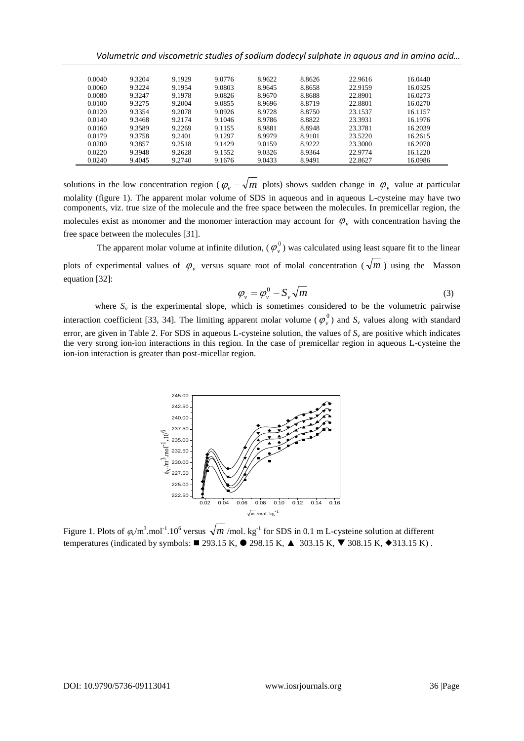| | | | | | | | |
|---|---|---|---|---|---|---|---|
| 0.0040 | 9.3204 | 9.1929 | 9.0776 | 8.9622 | 8.8626 | 22.9616 | 16.0440 |
| 0.0060 | 9.3224 | 9.1954 | 9.0803 | 8.9645 | 8.8658 | 22.9159 | 16.0325 |
| 0.0080 | 9.3247 | 9.1978 | 9.0826 | 8.9670 | 8.8688 | 22.8901 | 16.0273 |
| 0.0100 | 9.3275 | 9.2004 | 9.0855 | 8.9696 | 8.8719 | 22.8801 | 16.0270 |
| 0.0120 | 9.3354 | 9.2078 | 9.0926 | 8.9728 | 8.8750 | 23.1537 | 16.1157 |
| 0.0140 | 9.3468 | 9.2174 | 9.1046 | 8.9786 | 8.8822 | 23.3931 | 16.1976 |
| 0.0160 | 9.3589 | 9.2269 | 9.1155 | 8.9881 | 8.8948 | 23.3781 | 16.2039 |
| 0.0179 | 9.3758 | 9.2401 | 9.1297 | 8.9979 | 8.9101 | 23.5220 | 16.2615 |
| 0.0200 | 9.3857 | 9.2518 | 9.1429 | 9.0159 | 8.9222 | 23.3000 | 16.2070 |
| 0.0220 | 9.3948 | 9.2628 | 9.1552 | 9.0326 | 8.9364 | 22.9774 | 16.1220 |
| 0.0240 | 9.4045 | 9.2740 | 9.1676 | 9.0433 | 8.9491 | 22.8627 | 16.0986 |

solutions in the low concentration region ($\varphi_v - \sqrt{m}$ plots) shows sudden change in $\varphi_v$ value at particular molality (figure 1). The apparent molar volume of SDS in aqueous and in aqueous L-cysteine may have two components, viz. true size of the molecule and the free space between the molecules. In premicellar region, the molecules exist as monomer and the monomer interaction may account for $\varphi_v$ with concentration having the free space between the molecules [31].

The apparent molar volume at infinite dilution, ($\varphi_v^0$) was calculated using least square fit to the linear plots of experimental values of $\varphi_v$ versus square root of molal concentration ($\sqrt{m}$) using the Masson equation [32]:

$$\varphi_v = \varphi_v^0 - S_v\sqrt{m} \tag{3}$$

where $S_v$ is the experimental slope, which is sometimes considered to be the volumetric pairwise interaction coefficient [33, 34]. The limiting apparent molar volume ($\varphi_v^0$) and $S_v$ values along with standard error, are given in Table 2. For SDS in aqueous L-cysteine solution, the values of $S_v$ are positive which indicates the very strong ion-ion interactions in this region. In the case of premicellar region in aqueous L-cysteine the ion-ion interaction is greater than post-micellar region.

Figure 1. Plots of $\varphi_v$/m$^3$.mol$^{-1}$.10$^6$ versus $\sqrt{m}$ /mol. kg$^{-1}$ for SDS in 0.1 m L-cysteine solution at different temperatures (indicated by symbols: ■ 293.15 K, ● 298.15 K, ▲ 303.15 K, ▼ 308.15 K, ◆313.15 K) .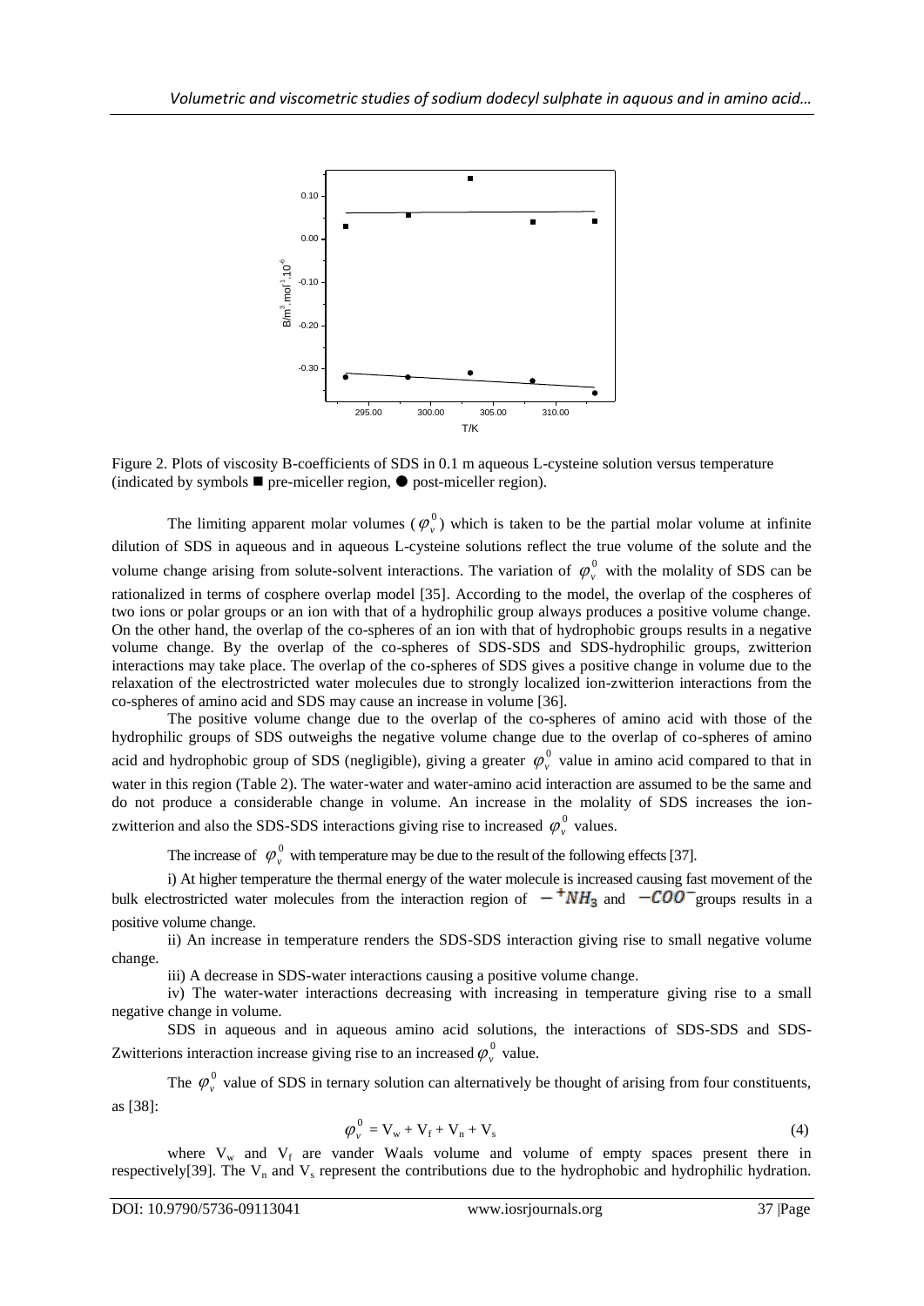Figure 2. Plots of viscosity B-coefficients of SDS in 0.1 m aqueous L-cysteine solution versus temperature (indicated by symbols ■ pre-miceller region, ● post-miceller region).

The limiting apparent molar volumes ($\varphi_v^0$) which is taken to be the partial molar volume at infinite dilution of SDS in aqueous and in aqueous L-cysteine solutions reflect the true volume of the solute and the volume change arising from solute-solvent interactions. The variation of $\varphi_v^0$ with the molality of SDS can be rationalized in terms of cosphere overlap model [35]. According to the model, the overlap of the cospheres of two ions or polar groups or an ion with that of a hydrophilic group always produces a positive volume change. On the other hand, the overlap of the co-spheres of an ion with that of hydrophobic groups results in a negative volume change. By the overlap of the co-spheres of SDS-SDS and SDS-hydrophilic groups, zwitterion interactions may take place. The overlap of the co-spheres of SDS gives a positive change in volume due to the relaxation of the electrostricted water molecules due to strongly localized ion-zwitterion interactions from the co-spheres of amino acid and SDS may cause an increase in volume [36].

The positive volume change due to the overlap of the co-spheres of amino acid with those of the hydrophilic groups of SDS outweighs the negative volume change due to the overlap of co-spheres of amino acid and hydrophobic group of SDS (negligible), giving a greater $\varphi_v^0$ value in amino acid compared to that in water in this region (Table 2). The water-water and water-amino acid interaction are assumed to be the same and do not produce a considerable change in volume. An increase in the molality of SDS increases the ion-zwitterion and also the SDS-SDS interactions giving rise to increased $\varphi_v^0$ values.

The increase of $\varphi_v^0$ with temperature may be due to the result of the following effects [37].

i) At higher temperature the thermal energy of the water molecule is increased causing fast movement of the bulk electrostricted water molecules from the interaction region of $-^{+}NH_3$ and $-COO^{-}$ groups results in a positive volume change.

ii) An increase in temperature renders the SDS-SDS interaction giving rise to small negative volume change.

iii) A decrease in SDS-water interactions causing a positive volume change.

iv) The water-water interactions decreasing with increasing in temperature giving rise to a small negative change in volume.

SDS in aqueous and in aqueous amino acid solutions, the interactions of SDS-SDS and SDS-Zwitterions interaction increase giving rise to an increased $\varphi_v^0$ value.

The $\varphi_v^0$ value of SDS in ternary solution can alternatively be thought of arising from four constituents, as [38]:

$$\varphi_v^0 = V_w + V_f + V_n + V_s \tag{4}$$

where $V_w$ and $V_f$ are vander Waals volume and volume of empty spaces present there in respectively[39]. The $V_n$ and $V_s$ represent the contributions due to the hydrophobic and hydrophilic hydration.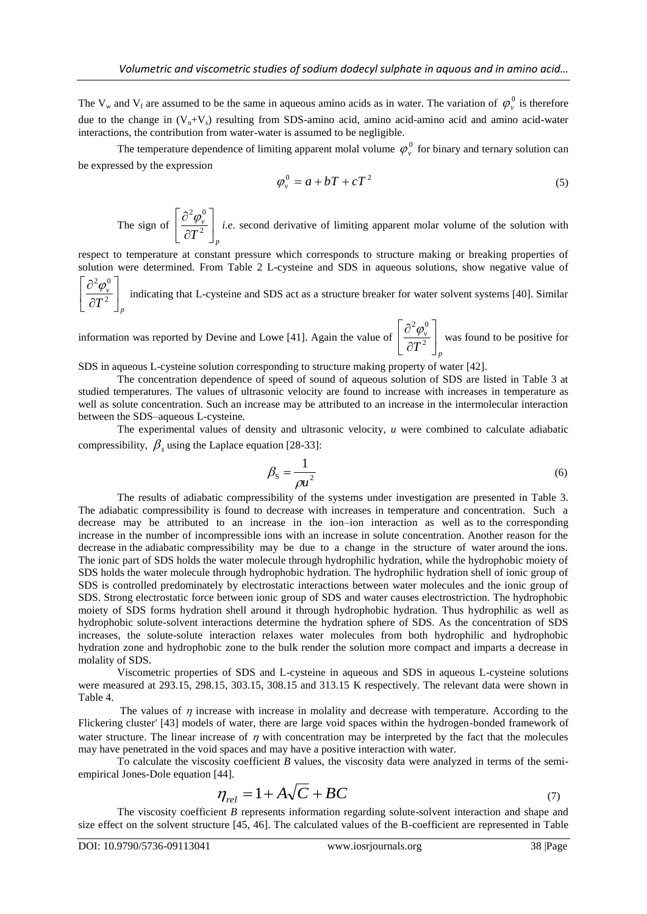The $V_w$ and $V_f$ are assumed to be the same in aqueous amino acids as in water. The variation of $\varphi_v^0$ is therefore due to the change in $(V_n+V_s)$ resulting from SDS-amino acid, amino acid-amino acid and amino acid-water interactions, the contribution from water-water is assumed to be negligible.

The temperature dependence of limiting apparent molal volume $\varphi_v^0$ for binary and ternary solution can be expressed by the expression

$$\varphi_v^0 = a + bT + cT^2 \tag{5}$$

The sign of $\left[\frac{\partial^2 \varphi_v^0}{\partial T^2}\right]_p$ *i.e.* second derivative of limiting apparent molar volume of the solution with respect to temperature at constant pressure which corresponds to structure making or breaking properties of solution were determined. From Table 2 L-cysteine and SDS in aqueous solutions, show negative value of $\left[\frac{\partial^2 \varphi_v^0}{\partial T^2}\right]_p$ indicating that L-cysteine and SDS act as a structure breaker for water solvent systems [40]. Similar information was reported by Devine and Lowe [41]. Again the value of $\left[\frac{\partial^2 \varphi_v^0}{\partial T^2}\right]_p$ was found to be positive for SDS in aqueous L-cysteine solution corresponding to structure making property of water [42].

The concentration dependence of speed of sound of aqueous solution of SDS are listed in Table 3 at studied temperatures. The values of ultrasonic velocity are found to increase with increases in temperature as well as solute concentration. Such an increase may be attributed to an increase in the intermolecular interaction between the SDS–aqueous L-cysteine.

The experimental values of density and ultrasonic velocity, $u$ were combined to calculate adiabatic compressibility, $\beta_s$ using the Laplace equation [28-33]:

$$\beta_S = \frac{1}{\rho u^2} \tag{6}$$

The results of adiabatic compressibility of the systems under investigation are presented in Table 3. The adiabatic compressibility is found to decrease with increases in temperature and concentration. Such a decrease may be attributed to an increase in the ion–ion interaction as well as to the corresponding increase in the number of incompressible ions with an increase in solute concentration. Another reason for the decrease in the adiabatic compressibility may be due to a change in the structure of water around the ions. The ionic part of SDS holds the water molecule through hydrophilic hydration, while the hydrophobic moiety of SDS holds the water molecule through hydrophobic hydration. The hydrophilic hydration shell of ionic group of SDS is controlled predominately by electrostatic interactions between water molecules and the ionic group of SDS. Strong electrostatic force between ionic group of SDS and water causes electrostriction. The hydrophobic moiety of SDS forms hydration shell around it through hydrophobic hydration. Thus hydrophilic as well as hydrophobic solute-solvent interactions determine the hydration sphere of SDS. As the concentration of SDS increases, the solute-solute interaction relaxes water molecules from both hydrophilic and hydrophobic hydration zone and hydrophobic zone to the bulk render the solution more compact and imparts a decrease in molality of SDS.

Viscometric properties of SDS and L-cysteine in aqueous and SDS in aqueous L-cysteine solutions were measured at 293.15, 298.15, 303.15, 308.15 and 313.15 K respectively. The relevant data were shown in Table 4.

The values of $\eta$ increase with increase in molality and decrease with temperature. According to the Flickering cluster' [43] models of water, there are large void spaces within the hydrogen-bonded framework of water structure. The linear increase of $\eta$ with concentration may be interpreted by the fact that the molecules may have penetrated in the void spaces and may have a positive interaction with water.

To calculate the viscosity coefficient $B$ values, the viscosity data were analyzed in terms of the semi-empirical Jones-Dole equation [44].

$$\eta_{rel} = 1 + A\sqrt{C} + BC \tag{7}$$

The viscosity coefficient $B$ represents information regarding solute-solvent interaction and shape and size effect on the solvent structure [45, 46]. The calculated values of the B-coefficient are represented in Table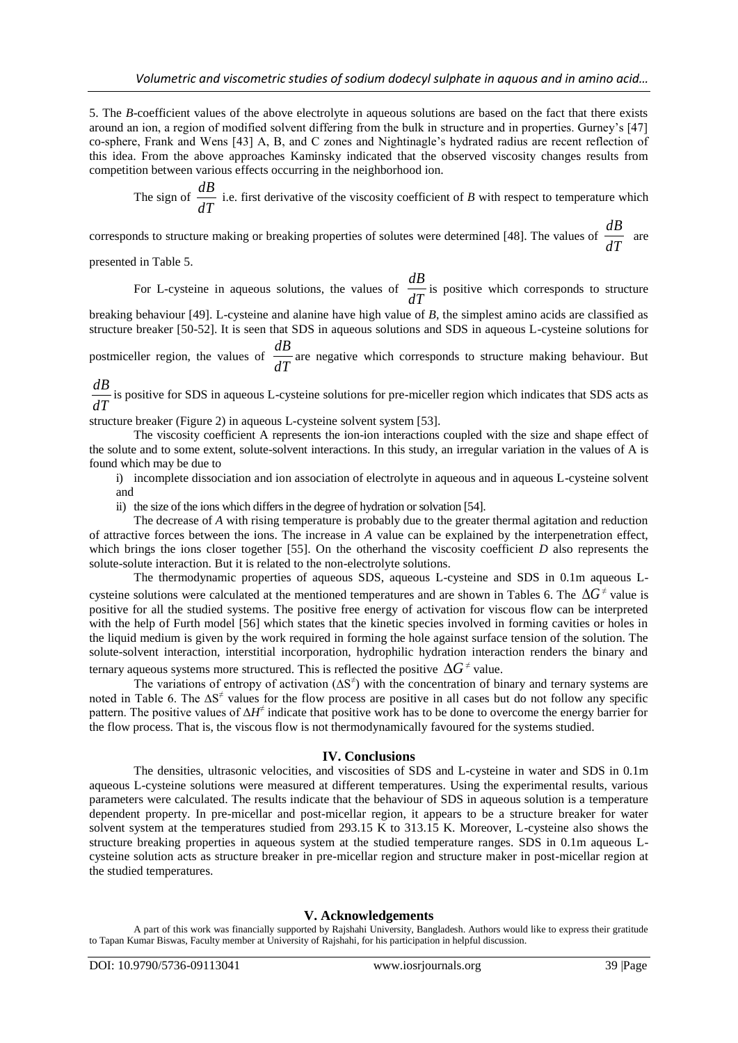5. The *B*-coefficient values of the above electrolyte in aqueous solutions are based on the fact that there exists around an ion, a region of modified solvent differing from the bulk in structure and in properties. Gurney's [47] co-sphere, Frank and Wens [43] A, B, and C zones and Nightinagle's hydrated radius are recent reflection of this idea. From the above approaches Kaminsky indicated that the observed viscosity changes results from competition between various effects occurring in the neighborhood ion.

The sign of $\frac{dB}{dT}$ i.e. first derivative of the viscosity coefficient of *B* with respect to temperature which corresponds to structure making or breaking properties of solutes were determined [48]. The values of $\frac{dB}{dT}$ are presented in Table 5.

For L-cysteine in aqueous solutions, the values of $\frac{dB}{dT}$ is positive which corresponds to structure breaking behaviour [49]. L-cysteine and alanine have high value of *B*, the simplest amino acids are classified as structure breaker [50-52]. It is seen that SDS in aqueous solutions and SDS in aqueous L-cysteine solutions for postmiceller region, the values of $\frac{dB}{dT}$ are negative which corresponds to structure making behaviour. But $\frac{dB}{dT}$ is positive for SDS in aqueous L-cysteine solutions for pre-miceller region which indicates that SDS acts as structure breaker (Figure 2) in aqueous L-cysteine solvent system [53].

The viscosity coefficient A represents the ion-ion interactions coupled with the size and shape effect of the solute and to some extent, solute-solvent interactions. In this study, an irregular variation in the values of A is found which may be due to

i) incomplete dissociation and ion association of electrolyte in aqueous and in aqueous L-cysteine solvent and
ii) the size of the ions which differs in the degree of hydration or solvation [54].

The decrease of *A* with rising temperature is probably due to the greater thermal agitation and reduction of attractive forces between the ions. The increase in *A* value can be explained by the interpenetration effect, which brings the ions closer together [55]. On the otherhand the viscosity coefficient *D* also represents the solute-solute interaction. But it is related to the non-electrolyte solutions.

The thermodynamic properties of aqueous SDS, aqueous L-cysteine and SDS in 0.1m aqueous L-cysteine solutions were calculated at the mentioned temperatures and are shown in Tables 6. The $\Delta G^{\neq}$ value is positive for all the studied systems. The positive free energy of activation for viscous flow can be interpreted with the help of Furth model [56] which states that the kinetic species involved in forming cavities or holes in the liquid medium is given by the work required in forming the hole against surface tension of the solution. The solute-solvent interaction, interstitial incorporation, hydrophilic hydration interaction renders the binary and ternary aqueous systems more structured. This is reflected the positive $\Delta G^{\neq}$ value.

The variations of entropy of activation ($\Delta S^{\neq}$) with the concentration of binary and ternary systems are noted in Table 6. The $\Delta S^{\neq}$ values for the flow process are positive in all cases but do not follow any specific pattern. The positive values of $\Delta H^{\neq}$ indicate that positive work has to be done to overcome the energy barrier for the flow process. That is, the viscous flow is not thermodynamically favoured for the systems studied.

## IV. Conclusions

The densities, ultrasonic velocities, and viscosities of SDS and L-cysteine in water and SDS in 0.1m aqueous L-cysteine solutions were measured at different temperatures. Using the experimental results, various parameters were calculated. The results indicate that the behaviour of SDS in aqueous solution is a temperature dependent property. In pre-micellar and post-micellar region, it appears to be a structure breaker for water solvent system at the temperatures studied from 293.15 K to 313.15 K. Moreover, L-cysteine also shows the structure breaking properties in aqueous system at the studied temperature ranges. SDS in 0.1m aqueous L-cysteine solution acts as structure breaker in pre-micellar region and structure maker in post-micellar region at the studied temperatures.

## V. Acknowledgements

A part of this work was financially supported by Rajshahi University, Bangladesh. Authors would like to express their gratitude to Tapan Kumar Biswas, Faculty member at University of Rajshahi, for his participation in helpful discussion.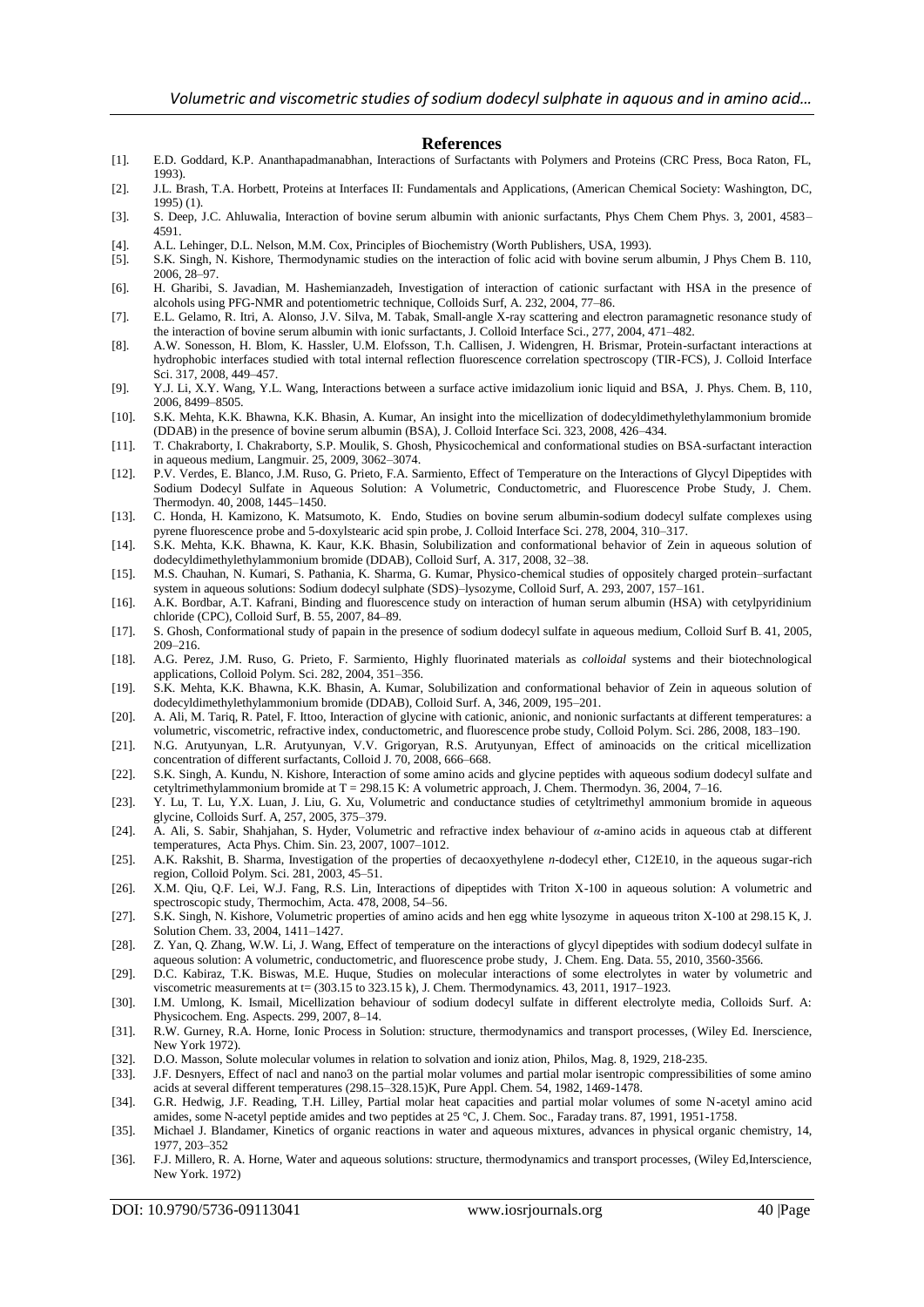## References

[1]. E.D. Goddard, K.P. Ananthapadmanabhan, Interactions of Surfactants with Polymers and Proteins (CRC Press, Boca Raton, FL, 1993).

[2]. J.L. Brash, T.A. Horbett, Proteins at Interfaces II: Fundamentals and Applications, (American Chemical Society: Washington, DC, 1995) (1).

[3]. S. Deep, J.C. Ahluwalia, Interaction of bovine serum albumin with anionic surfactants, Phys Chem Chem Phys. 3, 2001, 4583–4591.

[4]. A.L. Lehinger, D.L. Nelson, M.M. Cox, Principles of Biochemistry (Worth Publishers, USA, 1993).

[5]. S.K. Singh, N. Kishore, Thermodynamic studies on the interaction of folic acid with bovine serum albumin, J Phys Chem B. 110, 2006, 28–97.

[6]. H. Gharibi, S. Javadian, M. Hashemianzadeh, Investigation of interaction of cationic surfactant with HSA in the presence of alcohols using PFG-NMR and potentiometric technique, Colloids Surf, A. 232, 2004, 77–86.

[7]. E.L. Gelamo, R. Itri, A. Alonso, J.V. Silva, M. Tabak, Small-angle X-ray scattering and electron paramagnetic resonance study of the interaction of bovine serum albumin with ionic surfactants, J. Colloid Interface Sci., 277, 2004, 471–482.

[8]. A.W. Sonesson, H. Blom, K. Hassler, U.M. Elofsson, T.h. Callisen, J. Widengren, H. Brismar, Protein-surfactant interactions at hydrophobic interfaces studied with total internal reflection fluorescence correlation spectroscopy (TIR-FCS), J. Colloid Interface Sci. 317, 2008, 449–457.

[9]. Y.J. Li, X.Y. Wang, Y.L. Wang, Interactions between a surface active imidazolium ionic liquid and BSA, J. Phys. Chem. B, 110, 2006, 8499–8505.

[10]. S.K. Mehta, K.K. Bhawna, K.K. Bhasin, A. Kumar, An insight into the micellization of dodecyldimethylethylammonium bromide (DDAB) in the presence of bovine serum albumin (BSA), J. Colloid Interface Sci. 323, 2008, 426–434.

[11]. T. Chakraborty, I. Chakraborty, S.P. Moulik, S. Ghosh, Physicochemical and conformational studies on BSA-surfactant interaction in aqueous medium, Langmuir. 25, 2009, 3062–3074.

[12]. P.V. Verdes, E. Blanco, J.M. Ruso, G. Prieto, F.A. Sarmiento, Effect of Temperature on the Interactions of Glycyl Dipeptides with Sodium Dodecyl Sulfate in Aqueous Solution: A Volumetric, Conductometric, and Fluorescence Probe Study, J. Chem. Thermodyn. 40, 2008, 1445–1450.

[13]. C. Honda, H. Kamizono, K. Matsumoto, K. Endo, Studies on bovine serum albumin-sodium dodecyl sulfate complexes using pyrene fluorescence probe and 5-doxylstearic acid spin probe, J. Colloid Interface Sci. 278, 2004, 310–317.

[14]. S.K. Mehta, K.K. Bhawna, K. Kaur, K.K. Bhasin, Solubilization and conformational behavior of Zein in aqueous solution of dodecyldimethylethylammonium bromide (DDAB), Colloid Surf, A. 317, 2008, 32–38.

[15]. M.S. Chauhan, N. Kumari, S. Pathania, K. Sharma, G. Kumar, Physico-chemical studies of oppositely charged protein–surfactant system in aqueous solutions: Sodium dodecyl sulphate (SDS)–lysozyme, Colloid Surf, A. 293, 2007, 157–161.

[16]. A.K. Bordbar, A.T. Kafrani, Binding and fluorescence study on interaction of human serum albumin (HSA) with cetylpyridinium chloride (CPC), Colloid Surf, B. 55, 2007, 84–89.

[17]. S. Ghosh, Conformational study of papain in the presence of sodium dodecyl sulfate in aqueous medium, Colloid Surf B. 41, 2005, 209–216.

[18]. A.G. Perez, J.M. Ruso, G. Prieto, F. Sarmiento, Highly fluorinated materials as *colloidal* systems and their biotechnological applications, Colloid Polym. Sci. 282, 2004, 351–356.

[19]. S.K. Mehta, K.K. Bhawna, K.K. Bhasin, A. Kumar, Solubilization and conformational behavior of Zein in aqueous solution of dodecyldimethylethylammonium bromide (DDAB), Colloid Surf. A, 346, 2009, 195–201.

[20]. A. Ali, M. Tariq, R. Patel, F. Ittoo, Interaction of glycine with cationic, anionic, and nonionic surfactants at different temperatures: a volumetric, viscometric, refractive index, conductometric, and fluorescence probe study, Colloid Polym. Sci. 286, 2008, 183–190.

[21]. N.G. Arutyunyan, L.R. Arutyunyan, V.V. Grigoryan, R.S. Arutyunyan, Effect of aminoacids on the critical micellization concentration of different surfactants, Colloid J. 70, 2008, 666–668.

[22]. S.K. Singh, A. Kundu, N. Kishore, Interaction of some amino acids and glycine peptides with aqueous sodium dodecyl sulfate and cetyltrimethylammonium bromide at T = 298.15 K: A volumetric approach, J. Chem. Thermodyn. 36, 2004, 7–16.

[23]. Y. Lu, T. Lu, Y.X. Luan, J. Liu, G. Xu, Volumetric and conductance studies of cetyltrimethyl ammonium bromide in aqueous glycine, Colloids Surf. A, 257, 2005, 375–379.

[24]. A. Ali, S. Sabir, Shahjahan, S. Hyder, Volumetric and refractive index behaviour of *α*-amino acids in aqueous ctab at different temperatures, Acta Phys. Chim. Sin. 23, 2007, 1007–1012.

[25]. A.K. Rakshit, B. Sharma, Investigation of the properties of decaoxyethylene *n*-dodecyl ether, C12E10, in the aqueous sugar-rich region, Colloid Polym. Sci. 281, 2003, 45–51.

[26]. X.M. Qiu, Q.F. Lei, W.J. Fang, R.S. Lin, Interactions of dipeptides with Triton X-100 in aqueous solution: A volumetric and spectroscopic study, Thermochim, Acta. 478, 2008, 54–56.

[27]. S.K. Singh, N. Kishore, Volumetric properties of amino acids and hen egg white lysozyme in aqueous triton X-100 at 298.15 K, J. Solution Chem. 33, 2004, 1411–1427.

[28]. Z. Yan, Q. Zhang, W.W. Li, J. Wang, Effect of temperature on the interactions of glycyl dipeptides with sodium dodecyl sulfate in aqueous solution: A volumetric, conductometric, and fluorescence probe study, J. Chem. Eng. Data. 55, 2010, 3560-3566.

[29]. D.C. Kabiraz, T.K. Biswas, M.E. Huque, Studies on molecular interactions of some electrolytes in water by volumetric and viscometric measurements at t= (303.15 to 323.15 k), J. Chem. Thermodynamics. 43, 2011, 1917–1923.

[30]. I.M. Umlong, K. Ismail, Micellization behaviour of sodium dodecyl sulfate in different electrolyte media, Colloids Surf. A: Physicochem. Eng. Aspects. 299, 2007, 8–14.

[31]. R.W. Gurney, R.A. Horne, Ionic Process in Solution: structure, thermodynamics and transport processes, (Wiley Ed. Inerscience, New York 1972).

[32]. D.O. Masson, Solute molecular volumes in relation to solvation and ioniz ation, Philos, Mag. 8, 1929, 218-235.

[33]. J.F. Desnyers, Effect of nacl and nano3 on the partial molar volumes and partial molar isentropic compressibilities of some amino acids at several different temperatures (298.15–328.15)K, Pure Appl. Chem. 54, 1982, 1469-1478.

[34]. G.R. Hedwig, J.F. Reading, T.H. Lilley, Partial molar heat capacities and partial molar volumes of some N-acetyl amino acid amides, some N-acetyl peptide amides and two peptides at 25 °C, J. Chem. Soc., Faraday trans. 87, 1991, 1951-1758.

[35]. Michael J. Blandamer, Kinetics of organic reactions in water and aqueous mixtures, advances in physical organic chemistry, 14, 1977, 203–352

[36]. F.J. Millero, R. A. Horne, Water and aqueous solutions: structure, thermodynamics and transport processes, (Wiley Ed,Interscience, New York. 1972)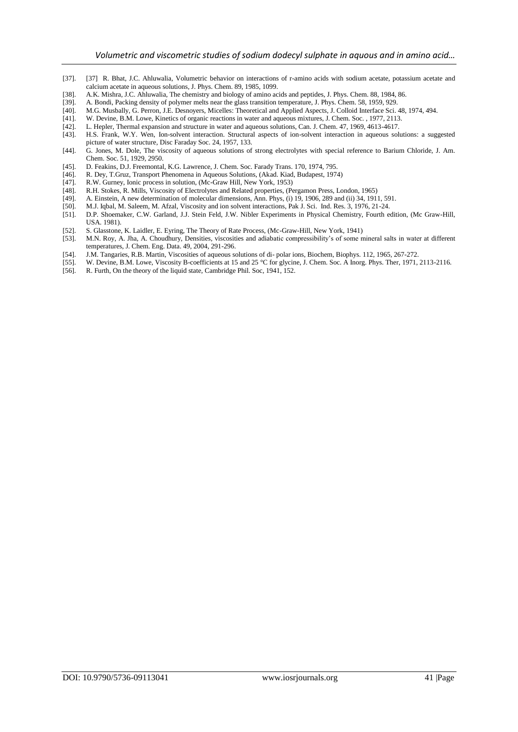[37]. [37] R. Bhat, J.C. Ahluwalia, Volumetric behavior on interactions of r-amino acids with sodium acetate, potassium acetate and calcium acetate in aqueous solutions, J. Phys. Chem. 89, 1985, 1099.

[38]. A.K. Mishra, J.C. Ahluwalia, The chemistry and biology of amino acids and peptides, J. Phys. Chem. 88, 1984, 86.

[39]. A. Bondi, Packing density of polymer melts near the glass transition temperature, J. Phys. Chem. 58, 1959, 929.

[40]. M.G. Musbally, G. Perron, J.E. Desnoyers, Micelles: Theoretical and Applied Aspects, J. Colloid Interface Sci. 48, 1974, 494.

[41]. W. Devine, B.M. Lowe, Kinetics of organic reactions in water and aqueous mixtures, J. Chem. Soc. , 1977, 2113.

[42]. L. Hepler, Thermal expansion and structure in water and aqueous solutions, Can. J. Chem. 47, 1969, 4613-4617.

[43]. H.S. Frank, W.Y. Wen, Ion-solvent interaction. Structural aspects of ion-solvent interaction in aqueous solutions: a suggested picture of water structure, Disc Faraday Soc. 24, 1957, 133.

[44]. G. Jones, M. Dole, The viscosity of aqueous solutions of strong electrolytes with special reference to Barium Chloride, J. Am. Chem. Soc. 51, 1929, 2950.

[45]. D. Feakins, D.J. Freemontal, K.G. Lawrence, J. Chem. Soc. Farady Trans. 170, 1974, 795.

[46]. R. Dey, T.Gruz, Transport Phenomena in Aqueous Solutions, (Akad. Kiad, Budapest, 1974)

[47]. R.W. Gurney, Ionic process in solution, (Mc-Graw Hill, New York, 1953)

[48]. R.H. Stokes, R. Mills, Viscosity of Electrolytes and Related properties, (Pergamon Press, London, 1965)

[49]. A. Einstein, A new determination of molecular dimensions, Ann. Phys, (i) 19, 1906, 289 and (ii) 34, 1911, 591.

[50]. M.J. Iqbal, M. Saleem, M. Afzal, Viscosity and ion solvent interactions, Pak J. Sci. Ind. Res. 3, 1976, 21-24.

[51]. D.P. Shoemaker, C.W. Garland, J.J. Stein Feld, J.W. Nibler Experiments in Physical Chemistry, Fourth edition, (Mc Graw-Hill, USA. 1981).

[52]. S. Glasstone, K. Laidler, E. Eyring, The Theory of Rate Process, (Mc-Graw-Hill, New York, 1941)

[53]. M.N. Roy, A. Jha, A. Choudhury, Densities, viscosities and adiabatic compressibility's of some mineral salts in water at different temperatures, J. Chem. Eng. Data. 49, 2004, 291-296.

[54]. J.M. Tangaries, R.B. Martin, Viscosities of aqueous solutions of di- polar ions, Biochem, Biophys. 112, 1965, 267-272.

[55]. W. Devine, B.M. Lowe, Viscosity B-coefficients at 15 and 25 °C for glycine, J. Chem. Soc. A Inorg. Phys. Ther, 1971, 2113-2116.

[56]. R. Furth, On the theory of the liquid state, Cambridge Phil. Soc, 1941, 152.